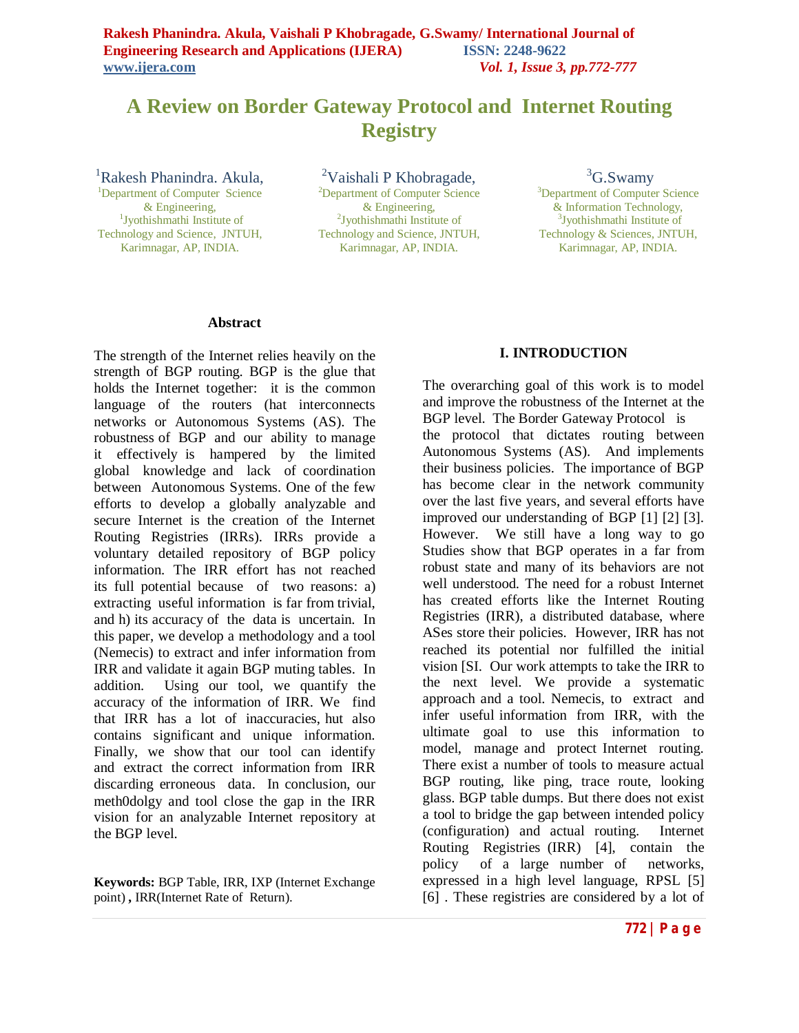# A Review on Border Gateway Protocol and Internet Routing Registry

[1]Rakesh Phanindra. Akula,
[1]Department of Computer Science & Engineering,
[1]Jyothishmathi Institute of Technology and Science, JNTUH, Karimnagar, AP, INDIA.

[2]Vaishali P Khobragade,
[2]Department of Computer Science & Engineering,
[2]Jyothishmathi Institute of Technology and Science, JNTUH, Karimnagar, AP, INDIA.

[3]G.Swamy
[3]Department of Computer Science & Information Technology,
[3]Jyothishmathi Institute of Technology & Sciences, JNTUH, Karimnagar, AP, INDIA.

### Abstract

The strength of the Internet relies heavily on the strength of BGP routing. BGP is the glue that holds the Internet together: it is the common language of the routers (hat interconnects networks or Autonomous Systems (AS). The robustness of BGP and our ability to manage it effectively is hampered by the limited global knowledge and lack of coordination between Autonomous Systems. One of the few efforts to develop a globally analyzable and secure Internet is the creation of the Internet Routing Registries (IRRs). IRRs provide a voluntary detailed repository of BGP policy information. The IRR effort has not reached its full potential because of two reasons: a) extracting useful information is far from trivial, and h) its accuracy of the data is uncertain. In this paper, we develop a methodology and a tool (Nemecis) to extract and infer information from IRR and validate it again BGP muting tables. In addition. Using our tool, we quantify the accuracy of the information of IRR. We find that IRR has a lot of inaccuracies, hut also contains significant and unique information. Finally, we show that our tool can identify and extract the correct information from IRR discarding erroneous data. In conclusion, our meth0dolgy and tool close the gap in the IRR vision for an analyzable Internet repository at the BGP level.

**Keywords:** BGP Table, IRR, IXP (Internet Exchange point) **,** IRR(Internet Rate of Return).

## I. INTRODUCTION

The overarching goal of this work is to model and improve the robustness of the Internet at the BGP level. The Border Gateway Protocol is the protocol that dictates routing between Autonomous Systems (AS). And implements their business policies. The importance of BGP has become clear in the network community over the last five years, and several efforts have improved our understanding of BGP [1] [2] [3]. However. We still have a long way to go Studies show that BGP operates in a far from robust state and many of its behaviors are not well understood. The need for a robust Internet has created efforts like the Internet Routing Registries (IRR), a distributed database, where ASes store their policies. However, IRR has not reached its potential nor fulfilled the initial vision [SI. Our work attempts to take the IRR to the next level. We provide a systematic approach and a tool. Nemecis, to extract and infer useful information from IRR, with the ultimate goal to use this information to model, manage and protect Internet routing. There exist a number of tools to measure actual BGP routing, like ping, trace route, looking glass. BGP table dumps. But there does not exist a tool to bridge the gap between intended policy (configuration) and actual routing. Internet Routing Registries (IRR) [4], contain the policy of a large number of networks, expressed in a high level language, RPSL [5] [6] . These registries are considered by a lot of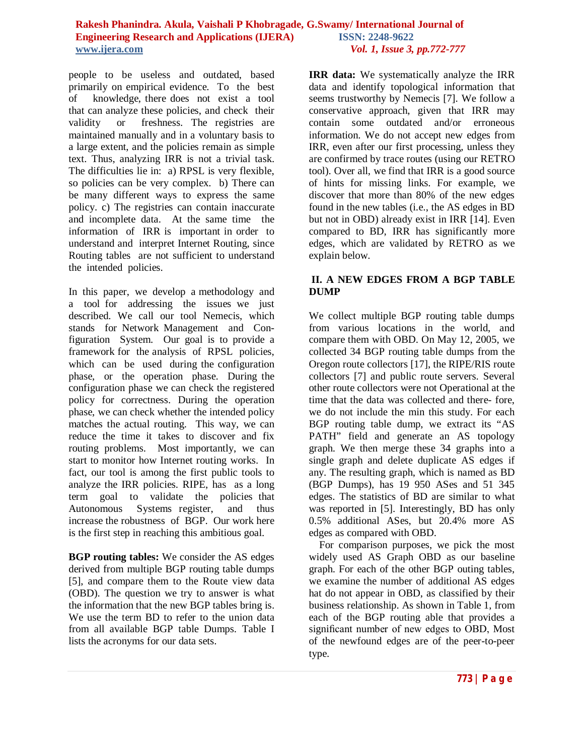people to be useless and outdated, based primarily on empirical evidence. To the best of knowledge, there does not exist a tool that can analyze these policies, and check their validity or freshness. The registries are maintained manually and in a voluntary basis to a large extent, and the policies remain as simple text. Thus, analyzing IRR is not a trivial task. The difficulties lie in: a) RPSL is very flexible, so policies can be very complex. b) There can be many different ways to express the same policy. c) The registries can contain inaccurate and incomplete data. At the same time the information of IRR is important in order to understand and interpret Internet Routing, since Routing tables are not sufficient to understand the intended policies.

In this paper, we develop a methodology and a tool for addressing the issues we just described. We call our tool Nemecis, which stands for Network Management and Con-figuration System. Our goal is to provide a framework for the analysis of RPSL policies, which can be used during the configuration phase, or the operation phase. During the configuration phase we can check the registered policy for correctness. During the operation phase, we can check whether the intended policy matches the actual routing. This way, we can reduce the time it takes to discover and fix routing problems. Most importantly, we can start to monitor how Internet routing works. In fact, our tool is among the first public tools to analyze the IRR policies. RIPE, has as a long term goal to validate the policies that Autonomous Systems register, and thus increase the robustness of BGP. Our work here is the first step in reaching this ambitious goal.

**BGP routing tables:** We consider the AS edges derived from multiple BGP routing table dumps [5], and compare them to the Route view data (OBD). The question we try to answer is what the information that the new BGP tables bring is. We use the term BD to refer to the union data from all available BGP table Dumps. Table I lists the acronyms for our data sets.

**IRR data:** We systematically analyze the IRR data and identify topological information that seems trustworthy by Nemecis [7]. We follow a conservative approach, given that IRR may contain some outdated and/or erroneous information. We do not accept new edges from IRR, even after our first processing, unless they are confirmed by trace routes (using our RETRO tool). Over all, we find that IRR is a good source of hints for missing links. For example, we discover that more than 80% of the new edges found in the new tables (i.e., the AS edges in BD but not in OBD) already exist in IRR [14]. Even compared to BD, IRR has significantly more edges, which are validated by RETRO as we explain below.

## II. A NEW EDGES FROM A BGP TABLE DUMP

We collect multiple BGP routing table dumps from various locations in the world, and compare them with OBD. On May 12, 2005, we collected 34 BGP routing table dumps from the Oregon route collectors [17], the RIPE/RIS route collectors [7] and public route servers. Several other route collectors were not Operational at the time that the data was collected and there- fore, we do not include the min this study. For each BGP routing table dump, we extract its "AS PATH" field and generate an AS topology graph. We then merge these 34 graphs into a single graph and delete duplicate AS edges if any. The resulting graph, which is named as BD (BGP Dumps), has 19 950 ASes and 51 345 edges. The statistics of BD are similar to what was reported in [5]. Interestingly, BD has only 0.5% additional ASes, but 20.4% more AS edges as compared with OBD.

For comparison purposes, we pick the most widely used AS Graph OBD as our baseline graph. For each of the other BGP outing tables, we examine the number of additional AS edges hat do not appear in OBD, as classified by their business relationship. As shown in Table 1, from each of the BGP routing able that provides a significant number of new edges to OBD, Most of the newfound edges are of the peer-to-peer type.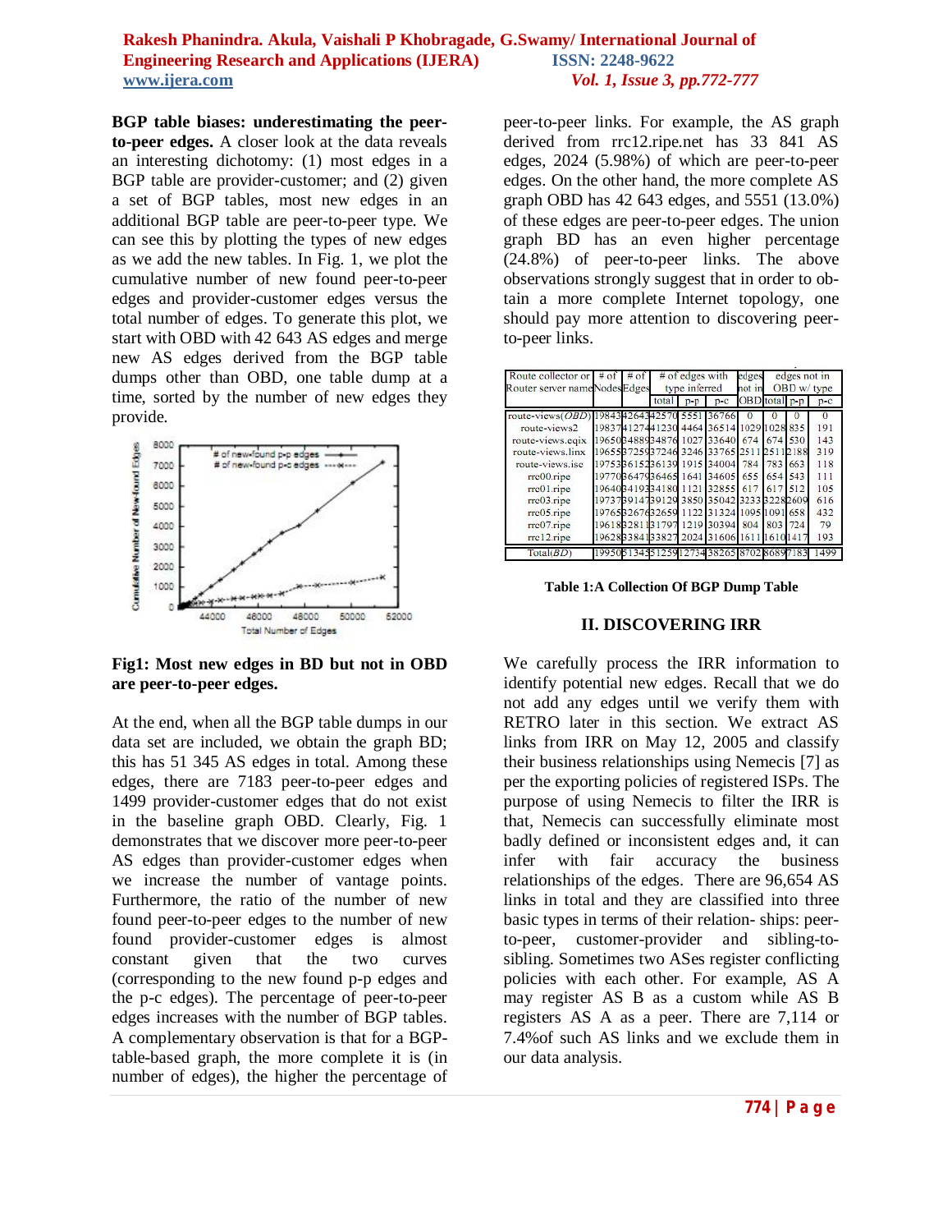**BGP table biases: underestimating the peer-to-peer edges.** A closer look at the data reveals an interesting dichotomy: (1) most edges in a BGP table are provider-customer; and (2) given a set of BGP tables, most new edges in an additional BGP table are peer-to-peer type. We can see this by plotting the types of new edges as we add the new tables. In Fig. 1, we plot the cumulative number of new found peer-to-peer edges and provider-customer edges versus the total number of edges. To generate this plot, we start with OBD with 42 643 AS edges and merge new AS edges derived from the BGP table dumps other than OBD, one table dump at a time, sorted by the number of new edges they provide.

**Fig1: Most new edges in BD but not in OBD are peer-to-peer edges.**

At the end, when all the BGP table dumps in our data set are included, we obtain the graph BD; this has 51 345 AS edges in total. Among these edges, there are 7183 peer-to-peer edges and 1499 provider-customer edges that do not exist in the baseline graph OBD. Clearly, Fig. 1 demonstrates that we discover more peer-to-peer AS edges than provider-customer edges when we increase the number of vantage points. Furthermore, the ratio of the number of new found peer-to-peer edges to the number of new found provider-customer edges is almost constant given that the two curves (corresponding to the new found p-p edges and the p-c edges). The percentage of peer-to-peer edges increases with the number of BGP tables. A complementary observation is that for a BGP-table-based graph, the more complete it is (in number of edges), the higher the percentage of peer-to-peer links. For example, the AS graph derived from rrc12.ripe.net has 33 841 AS edges, 2024 (5.98%) of which are peer-to-peer edges. On the other hand, the more complete AS graph OBD has 42 643 edges, and 5551 (13.0%) of these edges are peer-to-peer edges. The union graph BD has an even higher percentage (24.8%) of peer-to-peer links. The above observations strongly suggest that in order to obtain a more complete Internet topology, one should pay more attention to discovering peer-to-peer links.

| Route collector or Router server name | # of Nodes | # of Edges | # of edges with type inferred | | | edges not in OBD | edges not in OBD w/ type | | |
|---|---|---|---|---|---|---|---|---|---|
| | | | total | p-p | p-c | | total | p-p | p-c |
| route-views(*OBD*) | 19843 | 42643 | 42570 | 5551 | 36766 | 0 | 0 | 0 | 0 |
| route-views2 | 19837 | 41274 | 41230 | 4464 | 36514 | 1029 | 1028 | 835 | 191 |
| route-views.eqix | 19650 | 34889 | 34876 | 1027 | 33640 | 674 | 674 | 530 | 143 |
| route-views.linx | 19655 | 37259 | 37246 | 3246 | 33765 | 2511 | 2511 | 2188 | 319 |
| route-views.isc | 19753 | 36152 | 36139 | 1915 | 34004 | 784 | 783 | 663 | 118 |
| rrc00.ripe | 19770 | 36479 | 36465 | 1641 | 34605 | 655 | 654 | 543 | 111 |
| rrc01.ripe | 19640 | 34193 | 34180 | 1121 | 32855 | 617 | 617 | 512 | 105 |
| rrc03.ripe | 19737 | 39147 | 39129 | 3850 | 35042 | 3233 | 3228 | 2609 | 616 |
| rrc05.ripe | 19765 | 32676 | 32659 | 1122 | 31324 | 1095 | 1091 | 658 | 432 |
| rrc07.ripe | 19618 | 32811 | 31797 | 1219 | 30394 | 804 | 803 | 724 | 79 |
| rrc12.ripe | 19628 | 33841 | 33827 | 2024 | 31606 | 1611 | 1610 | 1417 | 193 |
| Total(*BD*) | 19950 | 51345 | 51259 | 12734 | 38265 | 8702 | 8689 | 7183 | 1499 |

**Table 1:A Collection Of BGP Dump Table**

## II. DISCOVERING IRR

We carefully process the IRR information to identify potential new edges. Recall that we do not add any edges until we verify them with RETRO later in this section. We extract AS links from IRR on May 12, 2005 and classify their business relationships using Nemecis [7] as per the exporting policies of registered ISPs. The purpose of using Nemecis to filter the IRR is that, Nemecis can successfully eliminate most badly defined or inconsistent edges and, it can infer with fair accuracy the business relationships of the edges. There are 96,654 AS links in total and they are classified into three basic types in terms of their relation- ships: peer-to-peer, customer-provider and sibling-to-sibling. Sometimes two ASes register conflicting policies with each other. For example, AS A may register AS B as a custom while AS B registers AS A as a peer. There are 7,114 or 7.4%of such AS links and we exclude them in our data analysis.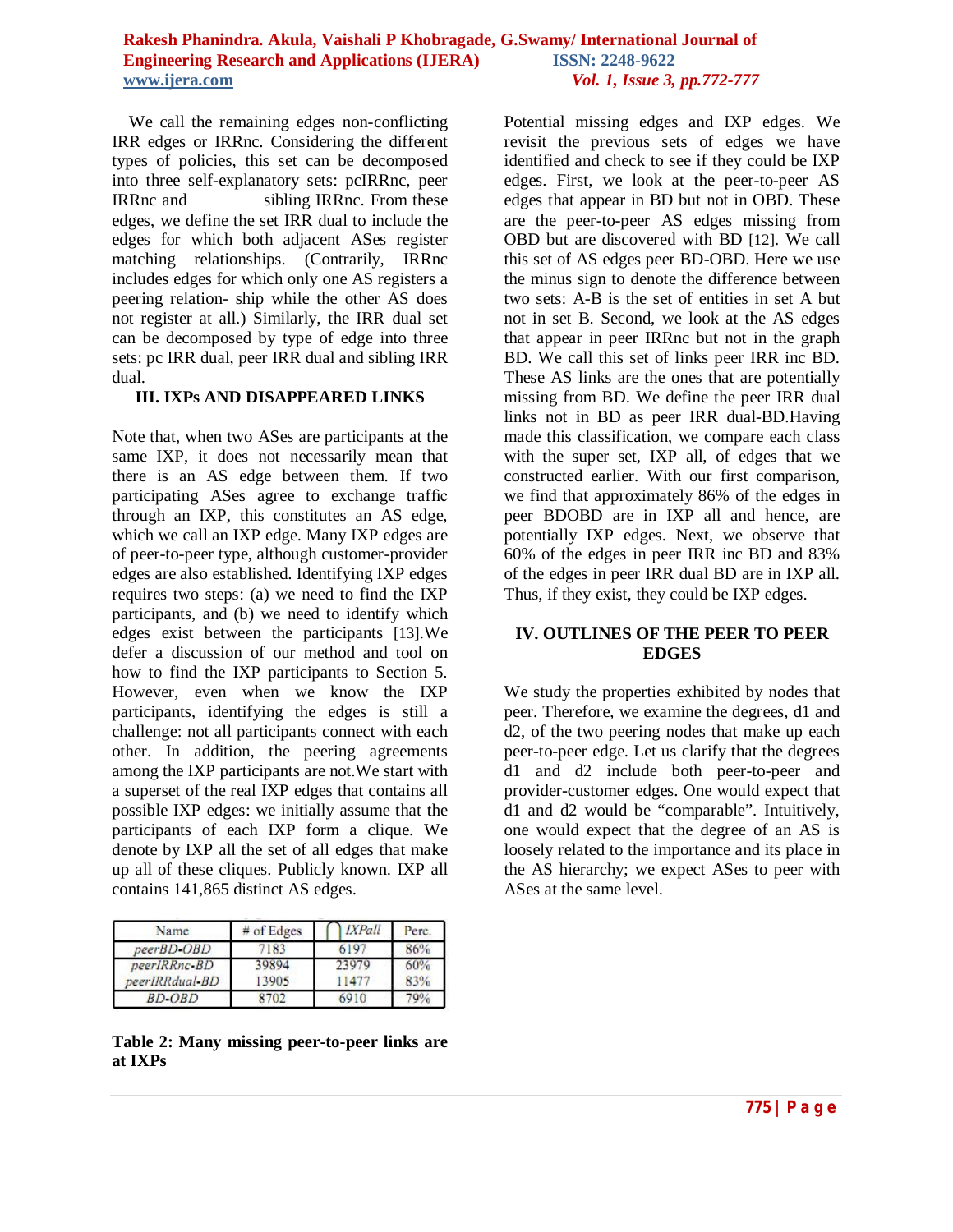We call the remaining edges non-conflicting IRR edges or IRRnc. Considering the different types of policies, this set can be decomposed into three self-explanatory sets: pcIRRnc, peer IRRnc and sibling IRRnc. From these edges, we define the set IRR dual to include the edges for which both adjacent ASes register matching relationships. (Contrarily, IRRnc includes edges for which only one AS registers a peering relation- ship while the other AS does not register at all.) Similarly, the IRR dual set can be decomposed by type of edge into three sets: pc IRR dual, peer IRR dual and sibling IRR dual.

## III. IXPs AND DISAPPEARED LINKS

Note that, when two ASes are participants at the same IXP, it does not necessarily mean that there is an AS edge between them. If two participating ASes agree to exchange traffic through an IXP, this constitutes an AS edge, which we call an IXP edge. Many IXP edges are of peer-to-peer type, although customer-provider edges are also established. Identifying IXP edges requires two steps: (a) we need to find the IXP participants, and (b) we need to identify which edges exist between the participants [13].We defer a discussion of our method and tool on how to find the IXP participants to Section 5. However, even when we know the IXP participants, identifying the edges is still a challenge: not all participants connect with each other. In addition, the peering agreements among the IXP participants are not.We start with a superset of the real IXP edges that contains all possible IXP edges: we initially assume that the participants of each IXP form a clique. We denote by IXP all the set of all edges that make up all of these cliques. Publicly known. IXP all contains 141,865 distinct AS edges.

| Name | # of Edges | ⋂ *IXPall* | Perc. |
|---|---|---|---|
| *peerBD-OBD* | 7183 | 6197 | 86% |
| *peerIRRnc-BD* | 39894 | 23979 | 60% |
| *peerIRRdual-BD* | 13905 | 11477 | 83% |
| *BD-OBD* | 8702 | 6910 | 79% |

**Table 2: Many missing peer-to-peer links are at IXPs**

Potential missing edges and IXP edges. We revisit the previous sets of edges we have identified and check to see if they could be IXP edges. First, we look at the peer-to-peer AS edges that appear in BD but not in OBD. These are the peer-to-peer AS edges missing from OBD but are discovered with BD [12]. We call this set of AS edges peer BD-OBD. Here we use the minus sign to denote the difference between two sets: A-B is the set of entities in set A but not in set B. Second, we look at the AS edges that appear in peer IRRnc but not in the graph BD. We call this set of links peer IRR inc BD. These AS links are the ones that are potentially missing from BD. We define the peer IRR dual links not in BD as peer IRR dual-BD.Having made this classification, we compare each class with the super set, IXP all, of edges that we constructed earlier. With our first comparison, we find that approximately 86% of the edges in peer BDOBD are in IXP all and hence, are potentially IXP edges. Next, we observe that 60% of the edges in peer IRR inc BD and 83% of the edges in peer IRR dual BD are in IXP all. Thus, if they exist, they could be IXP edges.

## IV. OUTLINES OF THE PEER TO PEER EDGES

We study the properties exhibited by nodes that peer. Therefore, we examine the degrees, d1 and d2, of the two peering nodes that make up each peer-to-peer edge. Let us clarify that the degrees d1 and d2 include both peer-to-peer and provider-customer edges. One would expect that d1 and d2 would be "comparable". Intuitively, one would expect that the degree of an AS is loosely related to the importance and its place in the AS hierarchy; we expect ASes to peer with ASes at the same level.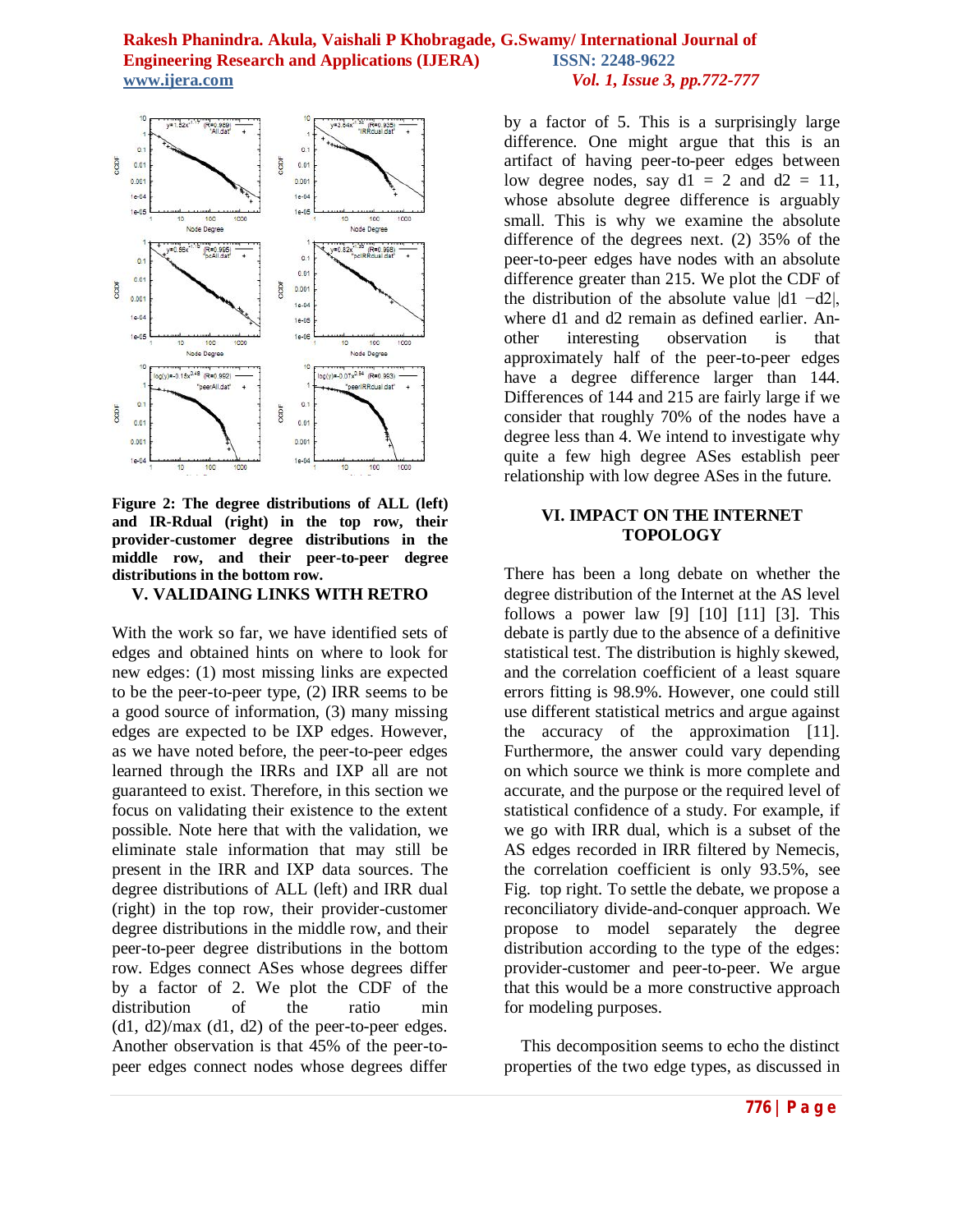Figure 2: The degree distributions of ALL (left) and IR-Rdual (right) in the top row, their provider-customer degree distributions in the middle row, and their peer-to-peer degree distributions in the bottom row.

## V. VALIDAING LINKS WITH RETRO

With the work so far, we have identified sets of edges and obtained hints on where to look for new edges: (1) most missing links are expected to be the peer-to-peer type, (2) IRR seems to be a good source of information, (3) many missing edges are expected to be IXP edges. However, as we have noted before, the peer-to-peer edges learned through the IRRs and IXP all are not guaranteed to exist. Therefore, in this section we focus on validating their existence to the extent possible. Note here that with the validation, we eliminate stale information that may still be present in the IRR and IXP data sources. The degree distributions of ALL (left) and IRR dual (right) in the top row, their provider-customer degree distributions in the middle row, and their peer-to-peer degree distributions in the bottom row. Edges connect ASes whose degrees differ by a factor of 2. We plot the CDF of the distribution of the ratio min (d1, d2)/max (d1, d2) of the peer-to-peer edges. Another observation is that 45% of the peer-to-peer edges connect nodes whose degrees differ by a factor of 5. This is a surprisingly large difference. One might argue that this is an artifact of having peer-to-peer edges between low degree nodes, say d1 = 2 and d2 = 11, whose absolute degree difference is arguably small. This is why we examine the absolute difference of the degrees next. (2) 35% of the peer-to-peer edges have nodes with an absolute difference greater than 215. We plot the CDF of the distribution of the absolute value |d1 −d2|, where d1 and d2 remain as defined earlier. Another interesting observation is that approximately half of the peer-to-peer edges have a degree difference larger than 144. Differences of 144 and 215 are fairly large if we consider that roughly 70% of the nodes have a degree less than 4. We intend to investigate why quite a few high degree ASes establish peer relationship with low degree ASes in the future.

## VI. IMPACT ON THE INTERNET TOPOLOGY

There has been a long debate on whether the degree distribution of the Internet at the AS level follows a power law [9] [10] [11] [3]. This debate is partly due to the absence of a definitive statistical test. The distribution is highly skewed, and the correlation coefficient of a least square errors fitting is 98.9%. However, one could still use different statistical metrics and argue against the accuracy of the approximation [11]. Furthermore, the answer could vary depending on which source we think is more complete and accurate, and the purpose or the required level of statistical confidence of a study. For example, if we go with IRR dual, which is a subset of the AS edges recorded in IRR filtered by Nemecis, the correlation coefficient is only 93.5%, see Fig. top right. To settle the debate, we propose a reconciliatory divide-and-conquer approach. We propose to model separately the degree distribution according to the type of the edges: provider-customer and peer-to-peer. We argue that this would be a more constructive approach for modeling purposes.

This decomposition seems to echo the distinct properties of the two edge types, as discussed in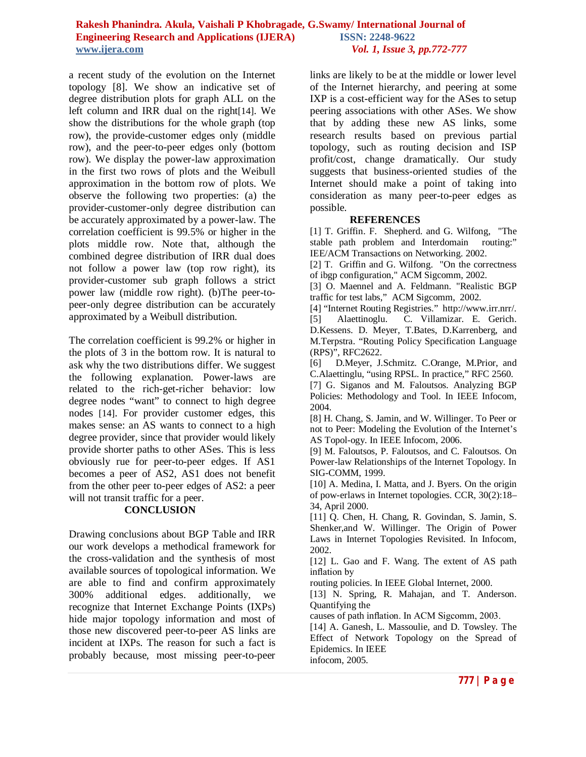a recent study of the evolution on the Internet topology [8]. We show an indicative set of degree distribution plots for graph ALL on the left column and IRR dual on the right[14]. We show the distributions for the whole graph (top row), the provide-customer edges only (middle row), and the peer-to-peer edges only (bottom row). We display the power-law approximation in the first two rows of plots and the Weibull approximation in the bottom row of plots. We observe the following two properties: (a) the provider-customer-only degree distribution can be accurately approximated by a power-law. The correlation coefficient is 99.5% or higher in the plots middle row. Note that, although the combined degree distribution of IRR dual does not follow a power law (top row right), its provider-customer sub graph follows a strict power law (middle row right). (b)The peer-to-peer-only degree distribution can be accurately approximated by a Weibull distribution.

The correlation coefficient is 99.2% or higher in the plots of 3 in the bottom row. It is natural to ask why the two distributions differ. We suggest the following explanation. Power-laws are related to the rich-get-richer behavior: low degree nodes "want" to connect to high degree nodes [14]. For provider customer edges, this makes sense: an AS wants to connect to a high degree provider, since that provider would likely provide shorter paths to other ASes. This is less obviously rue for peer-to-peer edges. If AS1 becomes a peer of AS2, AS1 does not benefit from the other peer to-peer edges of AS2: a peer will not transit traffic for a peer.

## CONCLUSION

Drawing conclusions about BGP Table and IRR our work develops a methodical framework for the cross-validation and the synthesis of most available sources of topological information. We are able to find and confirm approximately 300% additional edges. additionally, we recognize that Internet Exchange Points (IXPs) hide major topology information and most of those new discovered peer-to-peer AS links are incident at IXPs. The reason for such a fact is probably because, most missing peer-to-peer links are likely to be at the middle or lower level of the Internet hierarchy, and peering at some IXP is a cost-efficient way for the ASes to setup peering associations with other ASes. We show that by adding these new AS links, some research results based on previous partial topology, such as routing decision and ISP profit/cost, change dramatically. Our study suggests that business-oriented studies of the Internet should make a point of taking into consideration as many peer-to-peer edges as possible.

## REFERENCES

[1] T. Griffin. F. Shepherd. and G. Wilfong, "The stable path problem and Interdomain routing:" IEE/ACM Transactions on Networking. 2002.

[2] T. Griffin and G. Wilfong. "On the correctness of ibgp configuration," ACM Sigcomm, 2002.

[3] O. Maennel and A. Feldmann. "Realistic BGP traffic for test labs," ACM Sigcomm, 2002.

[4] "Internet Routing Registries." http://www.irr.nrr/.

[5] Alaettinoglu. C. Villamizar. E. Gerich. D.Kessens. D. Meyer, T.Bates, D.Karrenberg, and M.Terpstra. "Routing Policy Specification Language (RPS)", RFC2622.

[6] D.Meyer, J.Schmitz. C.Orange, M.Prior, and C.Alaettinglu, "using RPSL. In practice," RFC 2560.

[7] G. Siganos and M. Faloutsos. Analyzing BGP Policies: Methodology and Tool. In IEEE Infocom, 2004.

[8] H. Chang, S. Jamin, and W. Willinger. To Peer or not to Peer: Modeling the Evolution of the Internet's AS Topol-ogy. In IEEE Infocom, 2006.

[9] M. Faloutsos, P. Faloutsos, and C. Faloutsos. On Power-law Relationships of the Internet Topology. In SIG-COMM, 1999.

[10] A. Medina, I. Matta, and J. Byers. On the origin of pow-erlaws in Internet topologies. CCR, 30(2):18–34, April 2000.

[11] Q. Chen, H. Chang, R. Govindan, S. Jamin, S. Shenker,and W. Willinger. The Origin of Power Laws in Internet Topologies Revisited. In Infocom, 2002.

[12] L. Gao and F. Wang. The extent of AS path inflation by routing policies. In IEEE Global Internet, 2000.

[13] N. Spring, R. Mahajan, and T. Anderson. Quantifying the causes of path inflation. In ACM Sigcomm, 2003.

[14] A. Ganesh, L. Massoulie, and D. Towsley. The Effect of Network Topology on the Spread of Epidemics. In IEEE infocom, 2005.